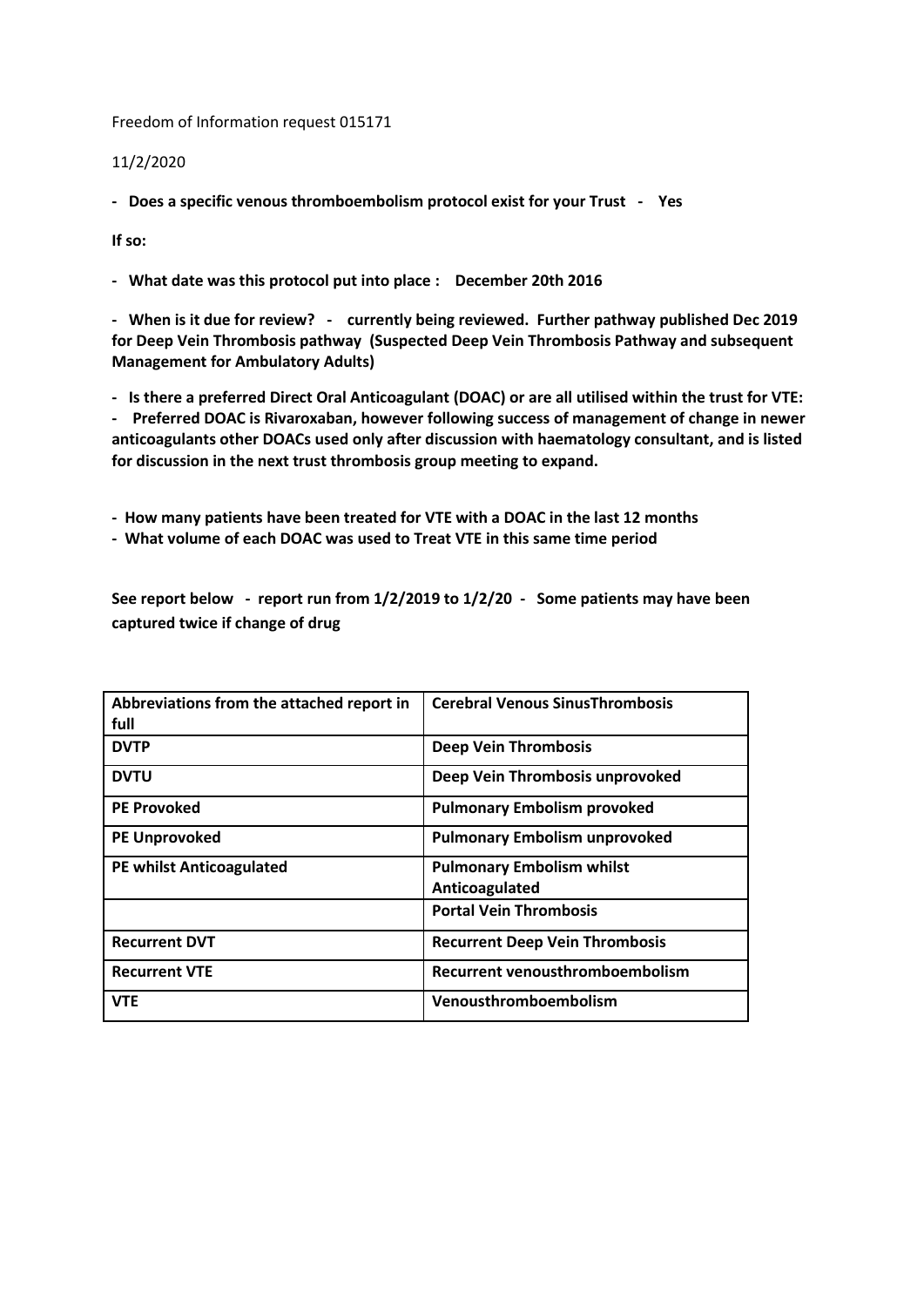Freedom of Information request 015171

11/2/2020

- **Does a specific venous thromboembolism protocol exist for your Trust - Yes**

**If so:**

- **What date was this protocol put into place : December 20th 2016**

- **When is it due for review? - currently being reviewed. Further pathway published Dec 2019 for Deep Vein Thrombosis pathway (Suspected Deep Vein Thrombosis Pathway and subsequent Management for Ambulatory Adults)**

- **Is there a preferred Direct Oral Anticoagulant (DOAC) or are all utilised within the trust for VTE:**
- **Preferred DOAC is Rivaroxaban, however following success of management of change in newer anticoagulants other DOACs used only after discussion with haematology consultant, and is listed for discussion in the next trust thrombosis group meeting to expand.**

- **How many patients have been treated for VTE with a DOAC in the last 12 months**
- **What volume of each DOAC was used to Treat VTE in this same time period**

**See report below - report run from 1/2/2019 to 1/2/20 - Some patients may have been captured twice if change of drug**

| **Abbreviations from the attached report in full** | **Cerebral Venous SinusThrombosis** |
|---|---|
| **DVTP** | **Deep Vein Thrombosis** |
| **DVTU** | **Deep Vein Thrombosis unprovoked** |
| **PE Provoked** | **Pulmonary Embolism provoked** |
| **PE Unprovoked** | **Pulmonary Embolism unprovoked** |
| **PE whilst Anticoagulated** | **Pulmonary Embolism whilst Anticoagulated** |
| | **Portal Vein Thrombosis** |
| **Recurrent DVT** | **Recurrent Deep Vein Thrombosis** |
| **Recurrent VTE** | **Recurrent venousthromboembolism** |
| **VTE** | **Venousthromboembolism** |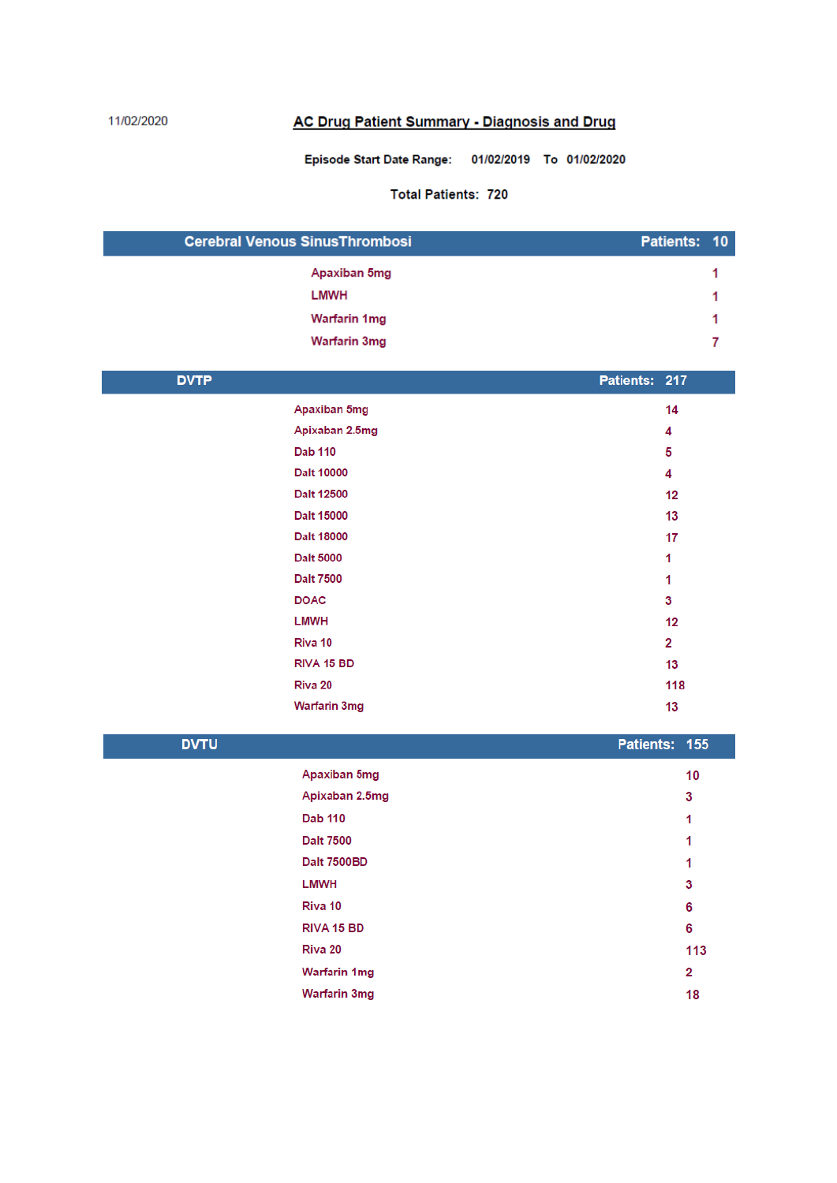11/02/2020

# AC Drug Patient Summary - Diagnosis and Drug

**Episode Start Date Range: 01/02/2019 To 01/02/2020**

**Total Patients: 720**

| Cerebral Venous SinusThrombosi | Patients: 10 |
|---|---|
| Apaxiban 5mg | 1 |
| LMWH | 1 |
| Warfarin 1mg | 1 |
| Warfarin 3mg | 7 |

| DVTP | Patients: 217 |
|---|---|
| Apaxiban 5mg | 14 |
| Apixaban 2.5mg | 4 |
| Dab 110 | 5 |
| Dalt 10000 | 4 |
| Dalt 12500 | 12 |
| Dalt 15000 | 13 |
| Dalt 18000 | 17 |
| Dalt 5000 | 1 |
| Dalt 7500 | 1 |
| DOAC | 3 |
| LMWH | 12 |
| Riva 10 | 2 |
| RIVA 15 BD | 13 |
| Riva 20 | 118 |
| Warfarin 3mg | 13 |

| DVTU | Patients: 155 |
|---|---|
| Apaxiban 5mg | 10 |
| Apixaban 2.5mg | 3 |
| Dab 110 | 1 |
| Dalt 7500 | 1 |
| Dalt 7500BD | 1 |
| LMWH | 3 |
| Riva 10 | 6 |
| RIVA 15 BD | 6 |
| Riva 20 | 113 |
| Warfarin 1mg | 2 |
| Warfarin 3mg | 18 |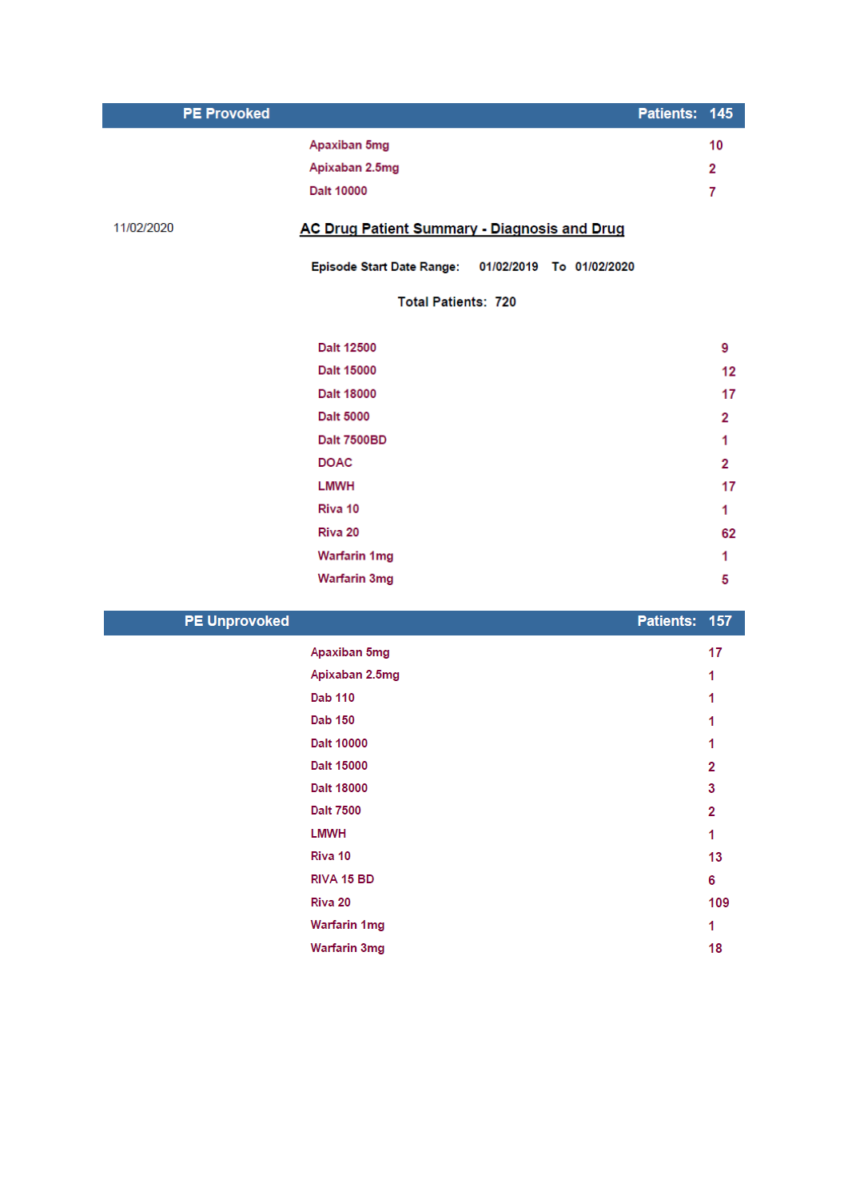## PE Provoked — Patients: 145

| Drug | Patients |
|---|---|
| Apaxiban 5mg | 10 |
| Apixaban 2.5mg | 2 |
| Dalt 10000 | 7 |
| Dalt 12500 | 9 |
| Dalt 15000 | 12 |
| Dalt 18000 | 17 |
| Dalt 5000 | 2 |
| Dalt 7500BD | 1 |
| DOAC | 2 |
| LMWH | 17 |
| Riva 10 | 1 |
| Riva 20 | 62 |
| Warfarin 1mg | 1 |
| Warfarin 3mg | 5 |

## PE Unprovoked — Patients: 157

| Drug | Patients |
|---|---|
| Apaxiban 5mg | 17 |
| Apixaban 2.5mg | 1 |
| Dab 110 | 1 |
| Dab 150 | 1 |
| Dalt 10000 | 1 |
| Dalt 15000 | 2 |
| Dalt 18000 | 3 |
| Dalt 7500 | 2 |
| LMWH | 1 |
| Riva 10 | 13 |
| RIVA 15 BD | 6 |
| Riva 20 | 109 |
| Warfarin 1mg | 1 |
| Warfarin 3mg | 18 |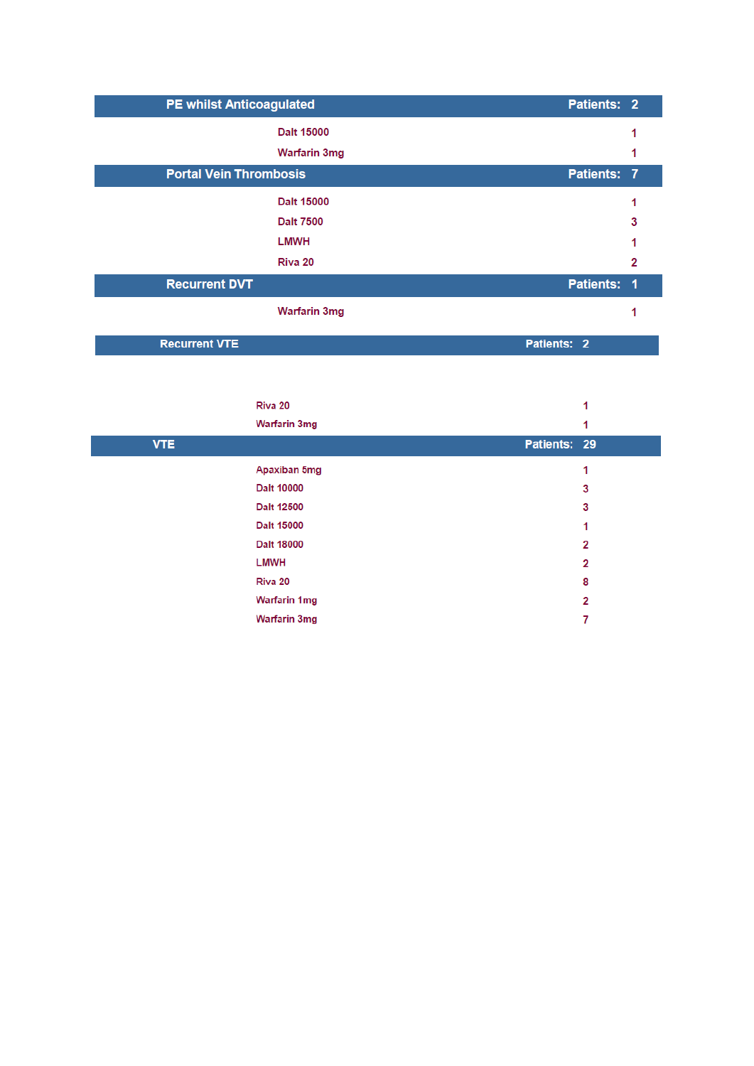## PE whilst Anticoagulated — Patients: 2

| | |
|---|---|
| Dalt 15000 | 1 |
| Warfarin 3mg | 1 |

## Portal Vein Thrombosis — Patients: 7

| | |
|---|---|
| Dalt 15000 | 1 |
| Dalt 7500 | 3 |
| LMWH | 1 |
| Riva 20 | 2 |

## Recurrent DVT — Patients: 1

| | |
|---|---|
| Warfarin 3mg | 1 |

## Recurrent VTE — Patients: 2

| | |
|---|---|
| Riva 20 | 1 |
| Warfarin 3mg | 1 |

## VTE — Patients: 29

| | |
|---|---|
| Apaxiban 5mg | 1 |
| Dalt 10000 | 3 |
| Dalt 12500 | 3 |
| Dalt 15000 | 1 |
| Dalt 18000 | 2 |
| LMWH | 2 |
| Riva 20 | 8 |
| Warfarin 1mg | 2 |
| Warfarin 3mg | 7 |